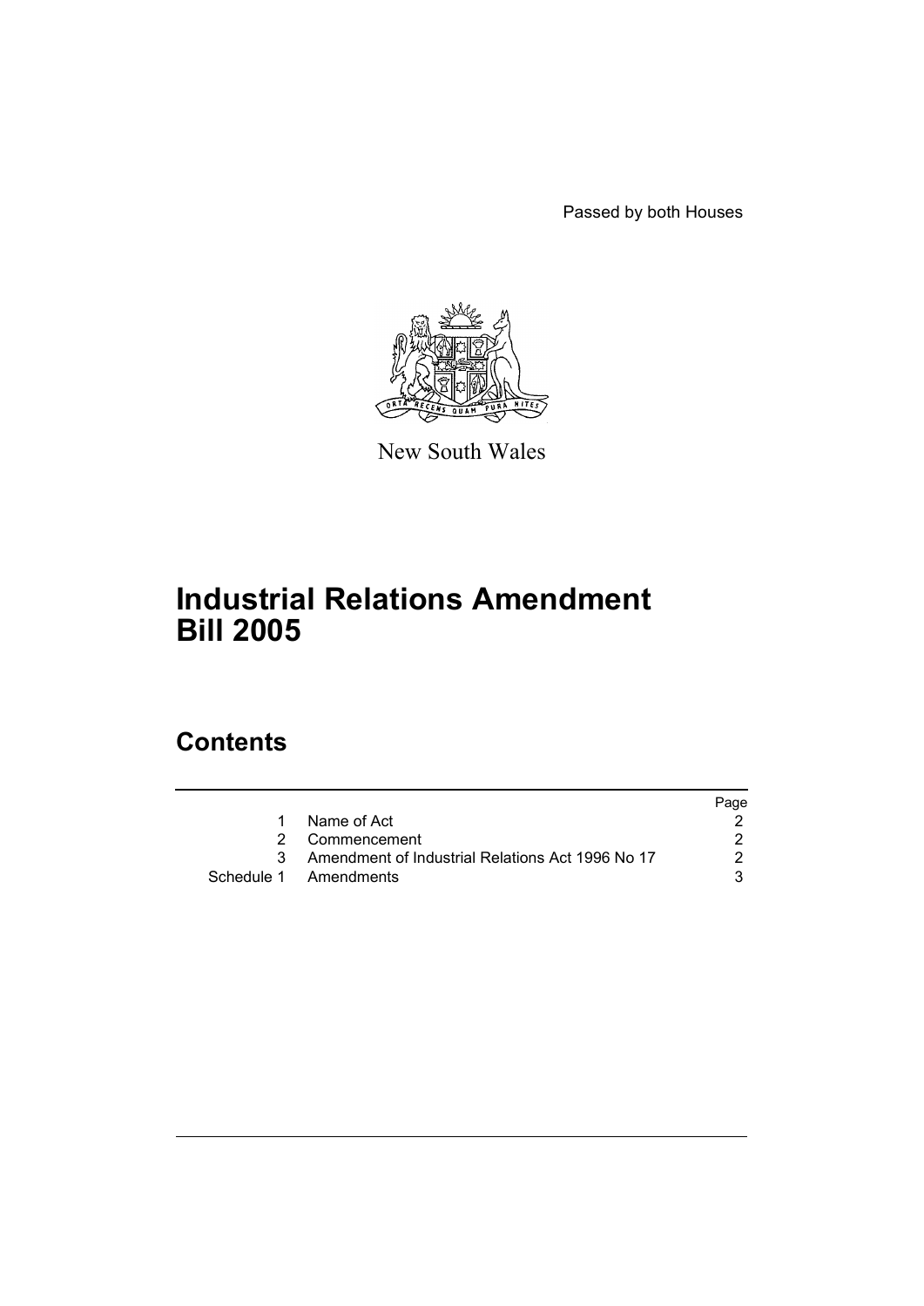Passed by both Houses

New South Wales

# Industrial Relations Amendment Bill 2005

## Contents

| | | Page |
|---|---|---|
| 1 | Name of Act | 2 |
| 2 | Commencement | 2 |
| 3 | Amendment of Industrial Relations Act 1996 No 17 | 2 |
| Schedule 1 | Amendments | 3 |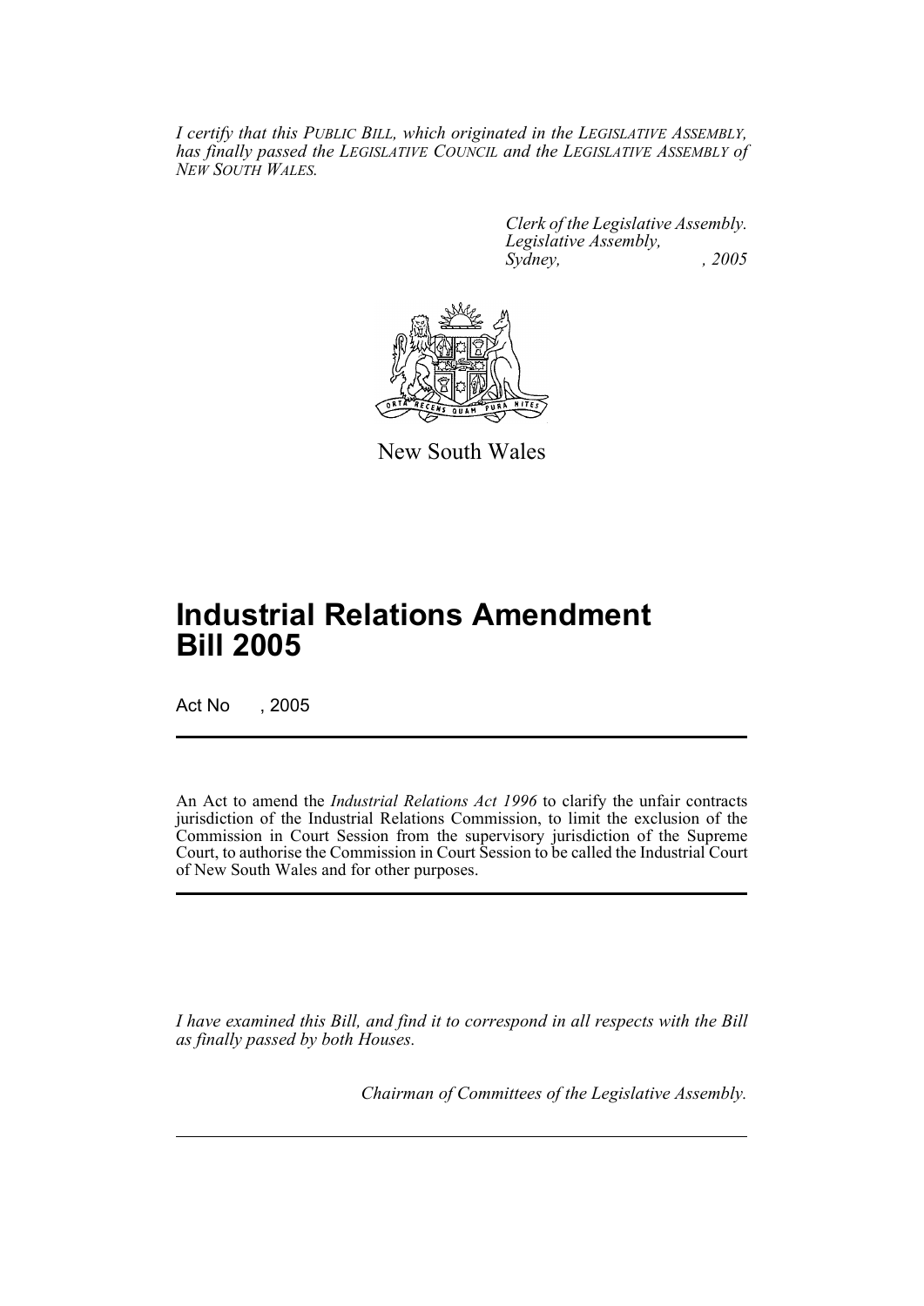*I certify that this PUBLIC BILL, which originated in the LEGISLATIVE ASSEMBLY, has finally passed the LEGISLATIVE COUNCIL and the LEGISLATIVE ASSEMBLY of NEW SOUTH WALES.*

*Clerk of the Legislative Assembly.*
*Legislative Assembly,*
*Sydney, , 2005*

New South Wales

# Industrial Relations Amendment Bill 2005

Act No , 2005

An Act to amend the *Industrial Relations Act 1996* to clarify the unfair contracts jurisdiction of the Industrial Relations Commission, to limit the exclusion of the Commission in Court Session from the supervisory jurisdiction of the Supreme Court, to authorise the Commission in Court Session to be called the Industrial Court of New South Wales and for other purposes.

*I have examined this Bill, and find it to correspond in all respects with the Bill as finally passed by both Houses.*

*Chairman of Committees of the Legislative Assembly.*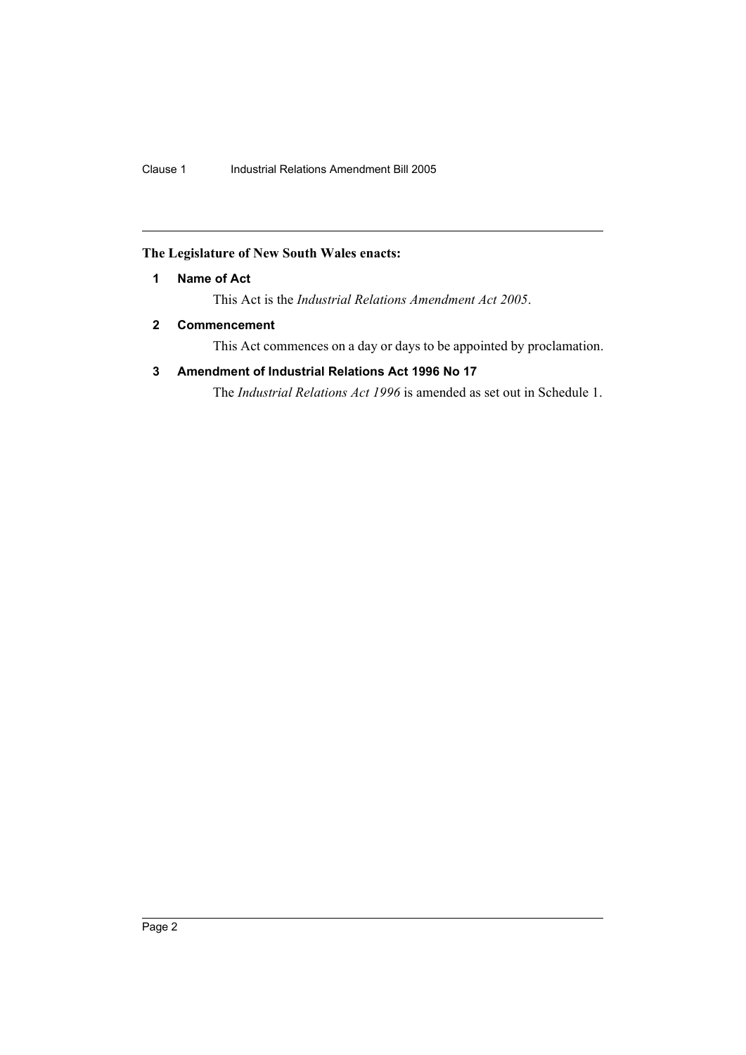**The Legislature of New South Wales enacts:**

### 1 Name of Act

This Act is the *Industrial Relations Amendment Act 2005*.

### 2 Commencement

This Act commences on a day or days to be appointed by proclamation.

### 3 Amendment of Industrial Relations Act 1996 No 17

The *Industrial Relations Act 1996* is amended as set out in Schedule 1.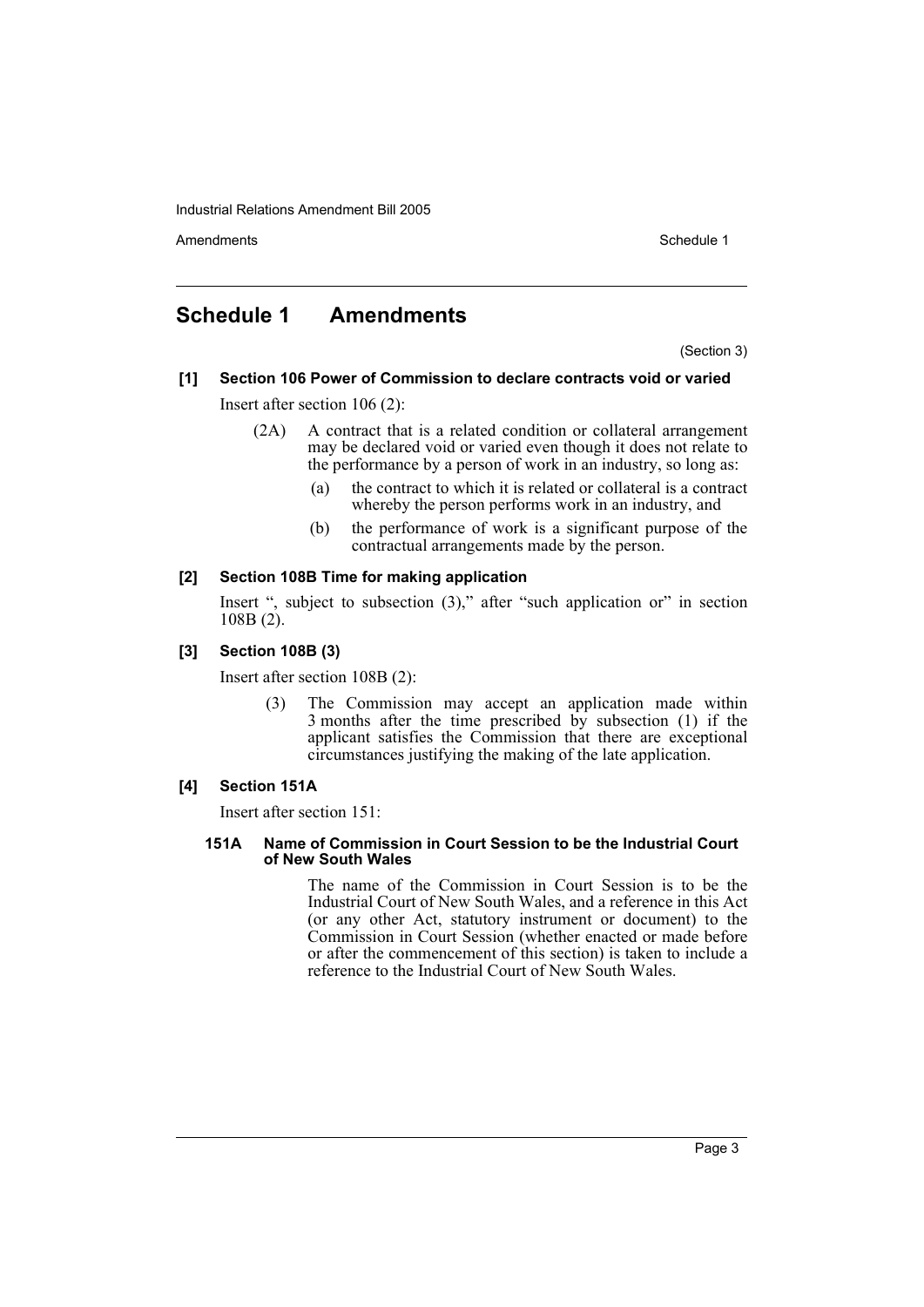# Schedule 1 Amendments

(Section 3)

**[1] Section 106 Power of Commission to declare contracts void or varied**

Insert after section 106 (2):

(2A) A contract that is a related condition or collateral arrangement may be declared void or varied even though it does not relate to the performance by a person of work in an industry, so long as:

(a) the contract to which it is related or collateral is a contract whereby the person performs work in an industry, and

(b) the performance of work is a significant purpose of the contractual arrangements made by the person.

**[2] Section 108B Time for making application**

Insert ", subject to subsection (3)," after "such application or" in section 108B (2).

**[3] Section 108B (3)**

Insert after section 108B (2):

(3) The Commission may accept an application made within 3 months after the time prescribed by subsection (1) if the applicant satisfies the Commission that there are exceptional circumstances justifying the making of the late application.

**[4] Section 151A**

Insert after section 151:

**151A Name of Commission in Court Session to be the Industrial Court of New South Wales**

The name of the Commission in Court Session is to be the Industrial Court of New South Wales, and a reference in this Act (or any other Act, statutory instrument or document) to the Commission in Court Session (whether enacted or made before or after the commencement of this section) is taken to include a reference to the Industrial Court of New South Wales.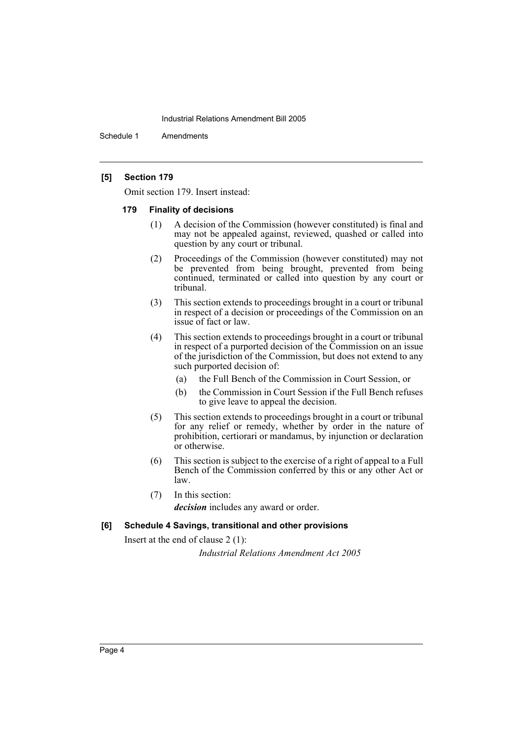**[5] Section 179**

Omit section 179. Insert instead:

**179 Finality of decisions**

(1) A decision of the Commission (however constituted) is final and may not be appealed against, reviewed, quashed or called into question by any court or tribunal.

(2) Proceedings of the Commission (however constituted) may not be prevented from being brought, prevented from being continued, terminated or called into question by any court or tribunal.

(3) This section extends to proceedings brought in a court or tribunal in respect of a decision or proceedings of the Commission on an issue of fact or law.

(4) This section extends to proceedings brought in a court or tribunal in respect of a purported decision of the Commission on an issue of the jurisdiction of the Commission, but does not extend to any such purported decision of:

(a) the Full Bench of the Commission in Court Session, or

(b) the Commission in Court Session if the Full Bench refuses to give leave to appeal the decision.

(5) This section extends to proceedings brought in a court or tribunal for any relief or remedy, whether by order in the nature of prohibition, certiorari or mandamus, by injunction or declaration or otherwise.

(6) This section is subject to the exercise of a right of appeal to a Full Bench of the Commission conferred by this or any other Act or law.

(7) In this section:

***decision*** includes any award or order.

**[6] Schedule 4 Savings, transitional and other provisions**

Insert at the end of clause 2 (1):

*Industrial Relations Amendment Act 2005*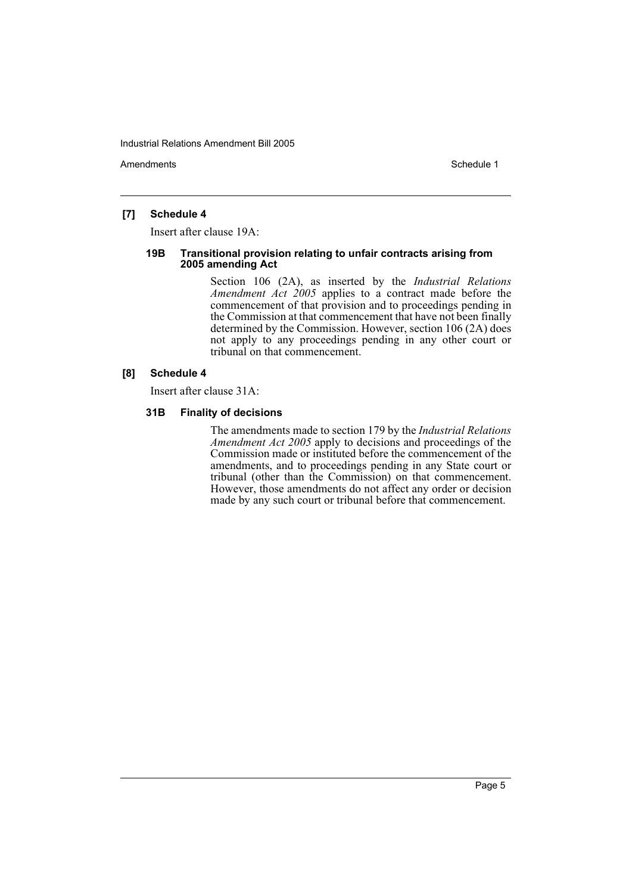**[7] Schedule 4**

Insert after clause 19A:

**19B Transitional provision relating to unfair contracts arising from 2005 amending Act**

Section 106 (2A), as inserted by the *Industrial Relations Amendment Act 2005* applies to a contract made before the commencement of that provision and to proceedings pending in the Commission at that commencement that have not been finally determined by the Commission. However, section 106 (2A) does not apply to any proceedings pending in any other court or tribunal on that commencement.

**[8] Schedule 4**

Insert after clause 31A:

**31B Finality of decisions**

The amendments made to section 179 by the *Industrial Relations Amendment Act 2005* apply to decisions and proceedings of the Commission made or instituted before the commencement of the amendments, and to proceedings pending in any State court or tribunal (other than the Commission) on that commencement. However, those amendments do not affect any order or decision made by any such court or tribunal before that commencement.